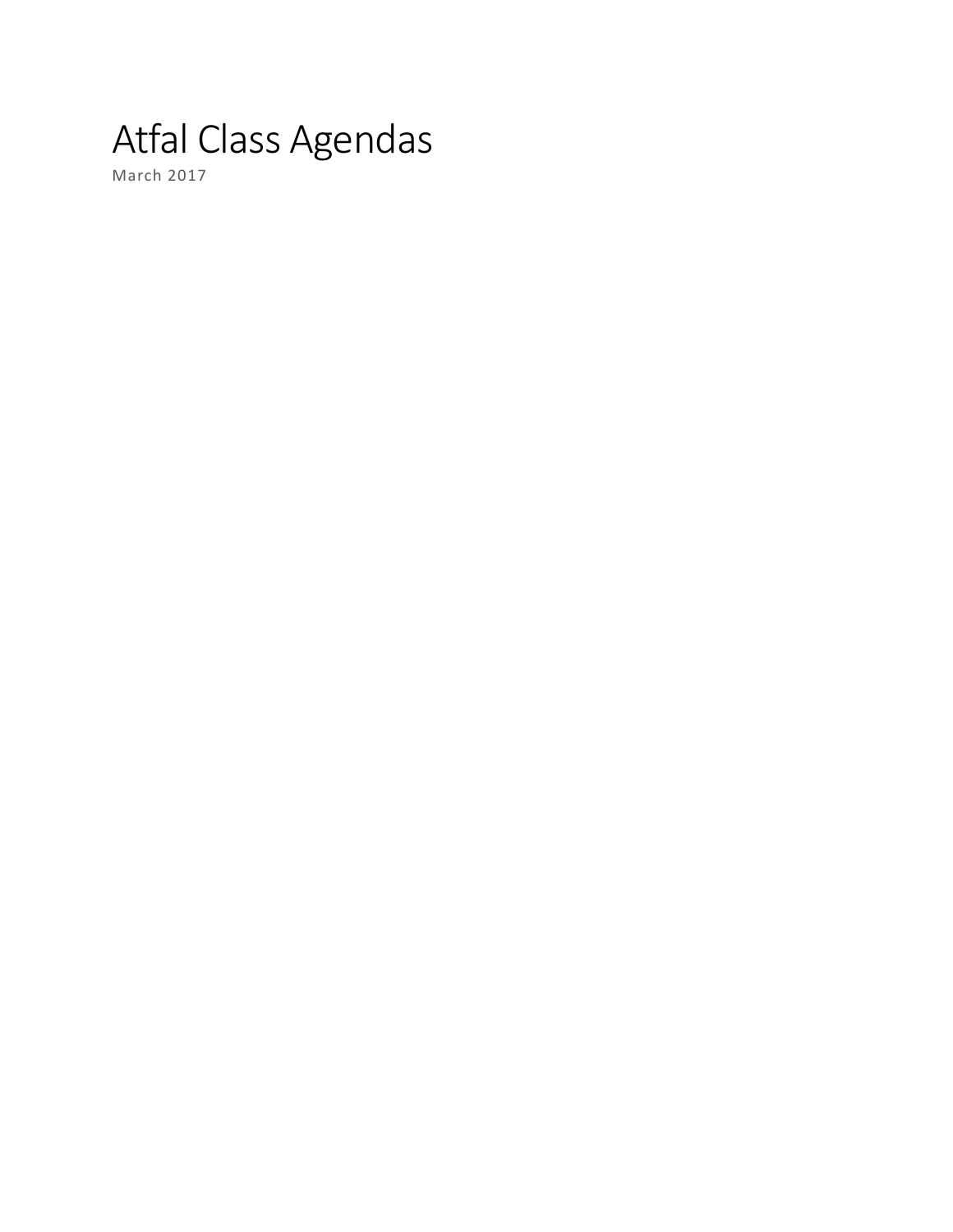# Atfal Class Agendas

March 2017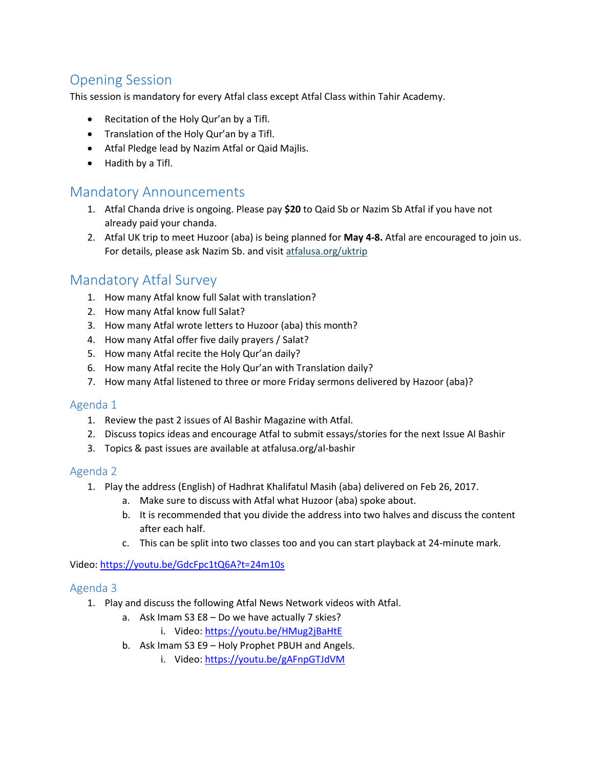## Opening Session

This session is mandatory for every Atfal class except Atfal Class within Tahir Academy.

- Recitation of the Holy Qur'an by a Tifl.
- Translation of the Holy Qur'an by a Tifl.
- Atfal Pledge lead by Nazim Atfal or Qaid Majlis.
- Hadith by a Tifl.

## Mandatory Announcements

1. Atfal Chanda drive is ongoing. Please pay **$20** to Qaid Sb or Nazim Sb Atfal if you have not already paid your chanda.
2. Atfal UK trip to meet Huzoor (aba) is being planned for **May 4-8.** Atfal are encouraged to join us. For details, please ask Nazim Sb. and visit atfalusa.org/uktrip

## Mandatory Atfal Survey

1. How many Atfal know full Salat with translation?
2. How many Atfal know full Salat?
3. How many Atfal wrote letters to Huzoor (aba) this month?
4. How many Atfal offer five daily prayers / Salat?
5. How many Atfal recite the Holy Qur'an daily?
6. How many Atfal recite the Holy Qur'an with Translation daily?
7. How many Atfal listened to three or more Friday sermons delivered by Hazoor (aba)?

### Agenda 1

1. Review the past 2 issues of Al Bashir Magazine with Atfal.
2. Discuss topics ideas and encourage Atfal to submit essays/stories for the next Issue Al Bashir
3. Topics & past issues are available at atfalusa.org/al-bashir

### Agenda 2

1. Play the address (English) of Hadhrat Khalifatul Masih (aba) delivered on Feb 26, 2017.
   a. Make sure to discuss with Atfal what Huzoor (aba) spoke about.
   b. It is recommended that you divide the address into two halves and discuss the content after each half.
   c. This can be split into two classes too and you can start playback at 24-minute mark.

Video: https://youtu.be/GdcFpc1tQ6A?t=24m10s

### Agenda 3

1. Play and discuss the following Atfal News Network videos with Atfal.
   a. Ask Imam S3 E8 – Do we have actually 7 skies?
      i. Video: https://youtu.be/HMug2jBaHtE
   b. Ask Imam S3 E9 – Holy Prophet PBUH and Angels.
      i. Video: https://youtu.be/gAFnpGTJdVM